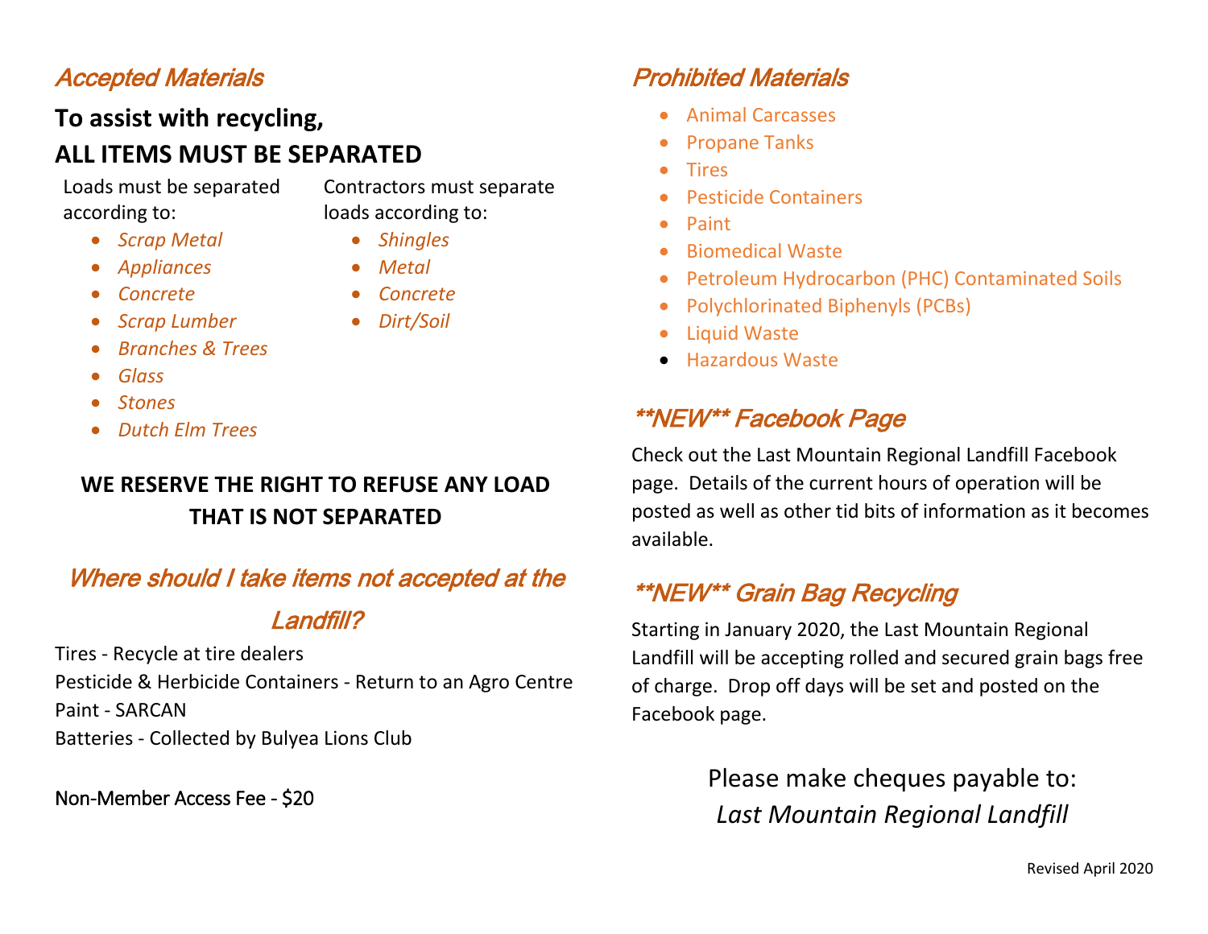## *Accepted Materials*

**To assist with recycling,**

**ALL ITEMS MUST BE SEPARATED**

Loads must be separated according to:

- *Scrap Metal*
- *Appliances*
- *Concrete*
- *Scrap Lumber*
- *Branches & Trees*
- *Glass*
- *Stones*
- *Dutch Elm Trees*

Contractors must separate loads according to:

- *Shingles*
- *Metal*
- *Concrete*
- *Dirt/Soil*

**WE RESERVE THE RIGHT TO REFUSE ANY LOAD THAT IS NOT SEPARATED**

## *Where should I take items not accepted at the Landfill?*

Tires - Recycle at tire dealers
Pesticide & Herbicide Containers - Return to an Agro Centre
Paint - SARCAN
Batteries - Collected by Bulyea Lions Club

Non-Member Access Fee - $20

## *Prohibited Materials*

- Animal Carcasses
- Propane Tanks
- Tires
- Pesticide Containers
- Paint
- Biomedical Waste
- Petroleum Hydrocarbon (PHC) Contaminated Soils
- Polychlorinated Biphenyls (PCBs)
- Liquid Waste
- Hazardous Waste

## *\*\*NEW\*\* Facebook Page*

Check out the Last Mountain Regional Landfill Facebook page. Details of the current hours of operation will be posted as well as other tid bits of information as it becomes available.

## *\*\*NEW\*\* Grain Bag Recycling*

Starting in January 2020, the Last Mountain Regional Landfill will be accepting rolled and secured grain bags free of charge. Drop off days will be set and posted on the Facebook page.

Please make cheques payable to:
*Last Mountain Regional Landfill*

Revised April 2020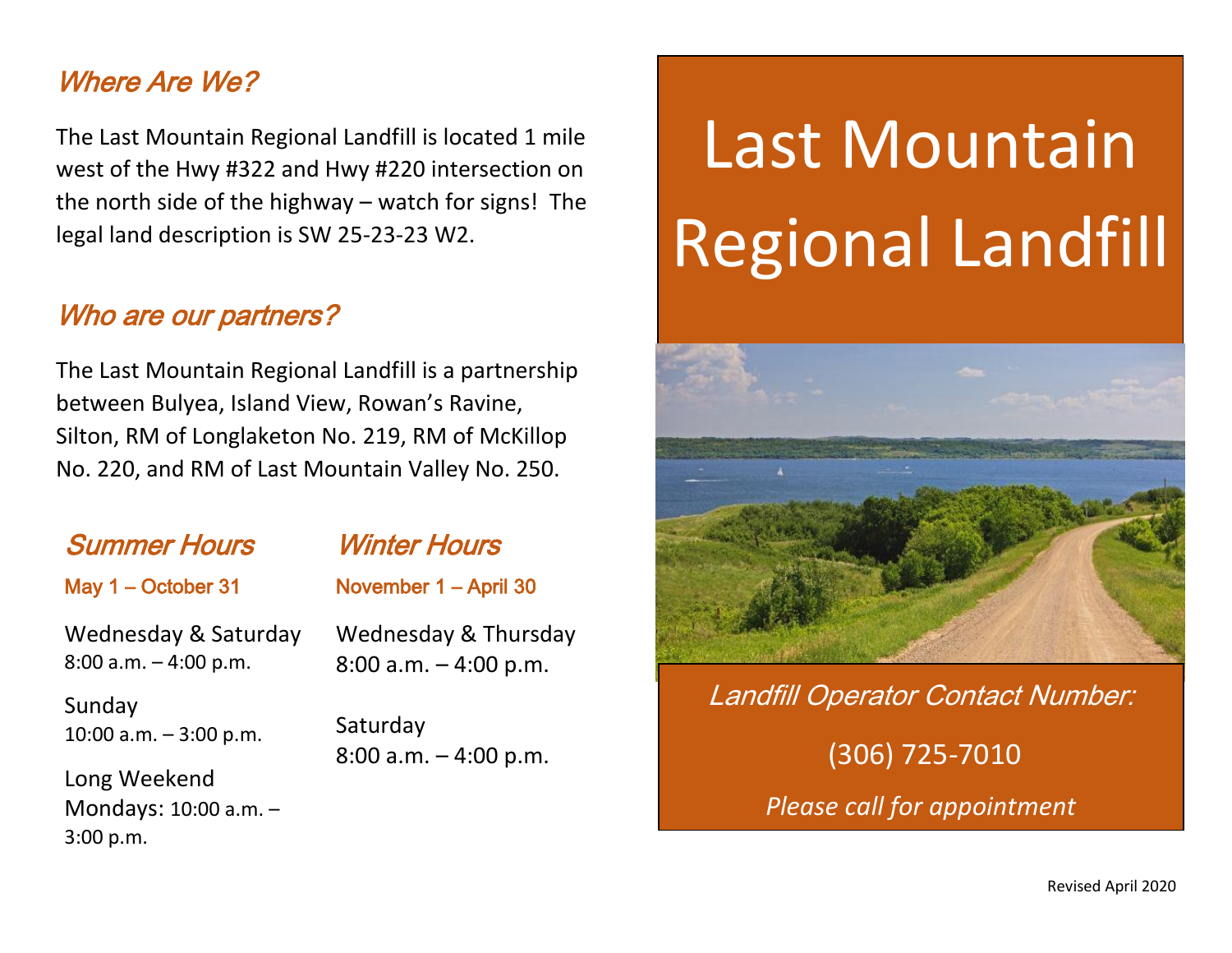## Where Are We?

The Last Mountain Regional Landfill is located 1 mile west of the Hwy #322 and Hwy #220 intersection on the north side of the highway – watch for signs! The legal land description is SW 25-23-23 W2.

## Who are our partners?

The Last Mountain Regional Landfill is a partnership between Bulyea, Island View, Rowan's Ravine, Silton, RM of Longlaketon No. 219, RM of McKillop No. 220, and RM of Last Mountain Valley No. 250.

## Summer Hours

**May 1 – October 31**

Wednesday & Saturday
8:00 a.m. – 4:00 p.m.

Sunday
10:00 a.m. – 3:00 p.m.

Long Weekend Mondays: 10:00 a.m. – 3:00 p.m.

## Winter Hours

**November 1 – April 30**

Wednesday & Thursday
8:00 a.m. – 4:00 p.m.

Saturday
8:00 a.m. – 4:00 p.m.

# Last Mountain Regional Landfill

*Landfill Operator Contact Number:*

(306) 725-7010

*Please call for appointment*

Revised April 2020